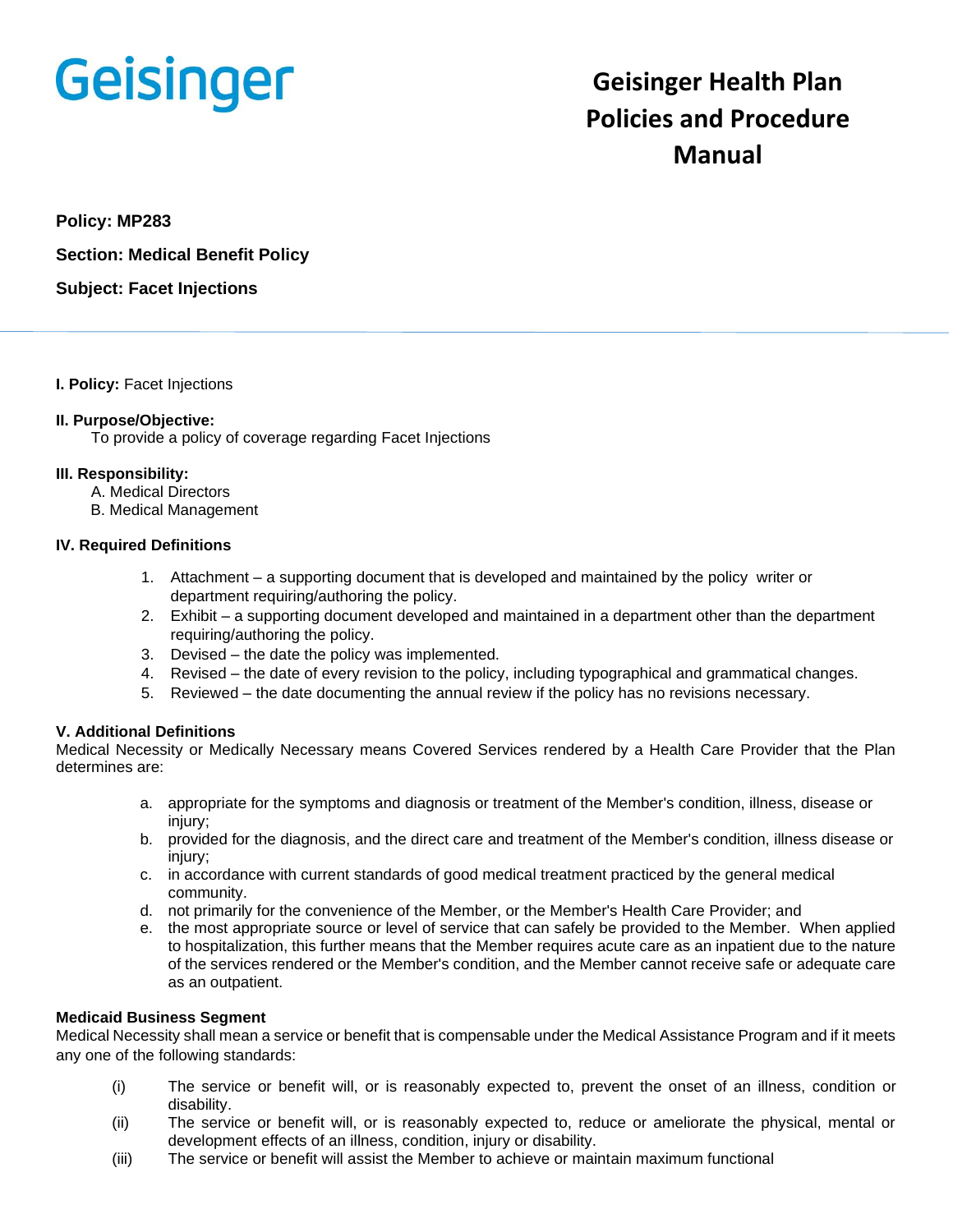Geisinger

# Geisinger Health Plan Policies and Procedure Manual

**Policy: MP283**

**Section: Medical Benefit Policy**

**Subject: Facet Injections**

---

**I. Policy:** Facet Injections

**II. Purpose/Objective:**
To provide a policy of coverage regarding Facet Injections

**III. Responsibility:**
A. Medical Directors
B. Medical Management

**IV. Required Definitions**

1. Attachment – a supporting document that is developed and maintained by the policy writer or department requiring/authoring the policy.
2. Exhibit – a supporting document developed and maintained in a department other than the department requiring/authoring the policy.
3. Devised – the date the policy was implemented.
4. Revised – the date of every revision to the policy, including typographical and grammatical changes.
5. Reviewed – the date documenting the annual review if the policy has no revisions necessary.

**V. Additional Definitions**
Medical Necessity or Medically Necessary means Covered Services rendered by a Health Care Provider that the Plan determines are:

a. appropriate for the symptoms and diagnosis or treatment of the Member's condition, illness, disease or injury;
b. provided for the diagnosis, and the direct care and treatment of the Member's condition, illness disease or injury;
c. in accordance with current standards of good medical treatment practiced by the general medical community.
d. not primarily for the convenience of the Member, or the Member's Health Care Provider; and
e. the most appropriate source or level of service that can safely be provided to the Member. When applied to hospitalization, this further means that the Member requires acute care as an inpatient due to the nature of the services rendered or the Member's condition, and the Member cannot receive safe or adequate care as an outpatient.

**Medicaid Business Segment**
Medical Necessity shall mean a service or benefit that is compensable under the Medical Assistance Program and if it meets any one of the following standards:

(i) The service or benefit will, or is reasonably expected to, prevent the onset of an illness, condition or disability.
(ii) The service or benefit will, or is reasonably expected to, reduce or ameliorate the physical, mental or development effects of an illness, condition, injury or disability.
(iii) The service or benefit will assist the Member to achieve or maintain maximum functional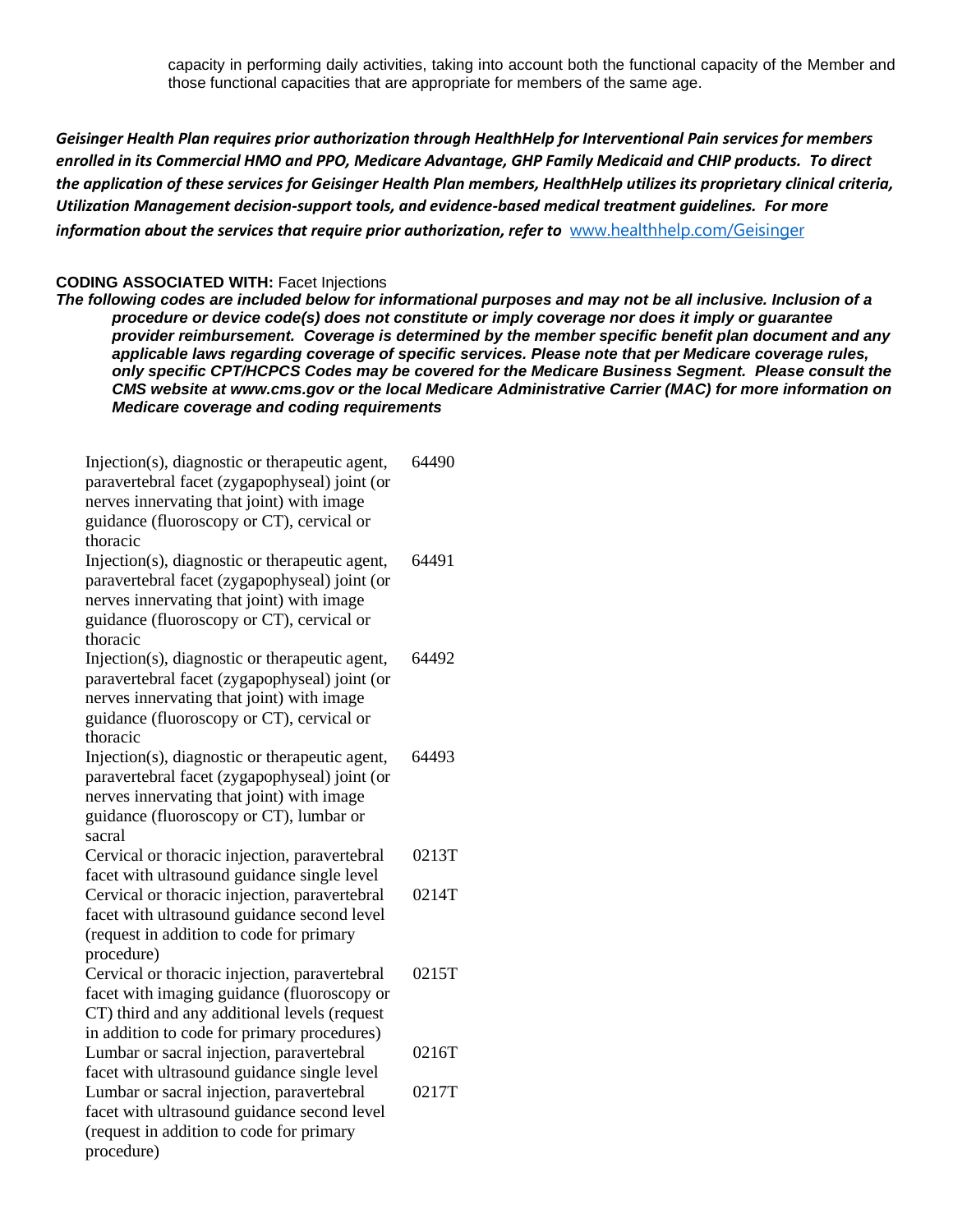capacity in performing daily activities, taking into account both the functional capacity of the Member and those functional capacities that are appropriate for members of the same age.

***Geisinger Health Plan requires prior authorization through HealthHelp for Interventional Pain services for members enrolled in its Commercial HMO and PPO, Medicare Advantage, GHP Family Medicaid and CHIP products. To direct the application of these services for Geisinger Health Plan members, HealthHelp utilizes its proprietary clinical criteria, Utilization Management decision-support tools, and evidence-based medical treatment guidelines. For more information about the services that require prior authorization, refer to*** www.healthhelp.com/Geisinger

**CODING ASSOCIATED WITH:** Facet Injections

***The following codes are included below for informational purposes and may not be all inclusive. Inclusion of a procedure or device code(s) does not constitute or imply coverage nor does it imply or guarantee provider reimbursement. Coverage is determined by the member specific benefit plan document and any applicable laws regarding coverage of specific services. Please note that per Medicare coverage rules, only specific CPT/HCPCS Codes may be covered for the Medicare Business Segment. Please consult the CMS website at www.cms.gov or the local Medicare Administrative Carrier (MAC) for more information on Medicare coverage and coding requirements***

| Description | Code |
|---|---|
| Injection(s), diagnostic or therapeutic agent, paravertebral facet (zygapophyseal) joint (or nerves innervating that joint) with image guidance (fluoroscopy or CT), cervical or thoracic | 64490 |
| Injection(s), diagnostic or therapeutic agent, paravertebral facet (zygapophyseal) joint (or nerves innervating that joint) with image guidance (fluoroscopy or CT), cervical or thoracic | 64491 |
| Injection(s), diagnostic or therapeutic agent, paravertebral facet (zygapophyseal) joint (or nerves innervating that joint) with image guidance (fluoroscopy or CT), cervical or thoracic | 64492 |
| Injection(s), diagnostic or therapeutic agent, paravertebral facet (zygapophyseal) joint (or nerves innervating that joint) with image guidance (fluoroscopy or CT), lumbar or sacral | 64493 |
| Cervical or thoracic injection, paravertebral facet with ultrasound guidance single level | 0213T |
| Cervical or thoracic injection, paravertebral facet with ultrasound guidance second level (request in addition to code for primary procedure) | 0214T |
| Cervical or thoracic injection, paravertebral facet with imaging guidance (fluoroscopy or CT) third and any additional levels (request in addition to code for primary procedures) | 0215T |
| Lumbar or sacral injection, paravertebral facet with ultrasound guidance single level | 0216T |
| Lumbar or sacral injection, paravertebral facet with ultrasound guidance second level (request in addition to code for primary procedure) | 0217T |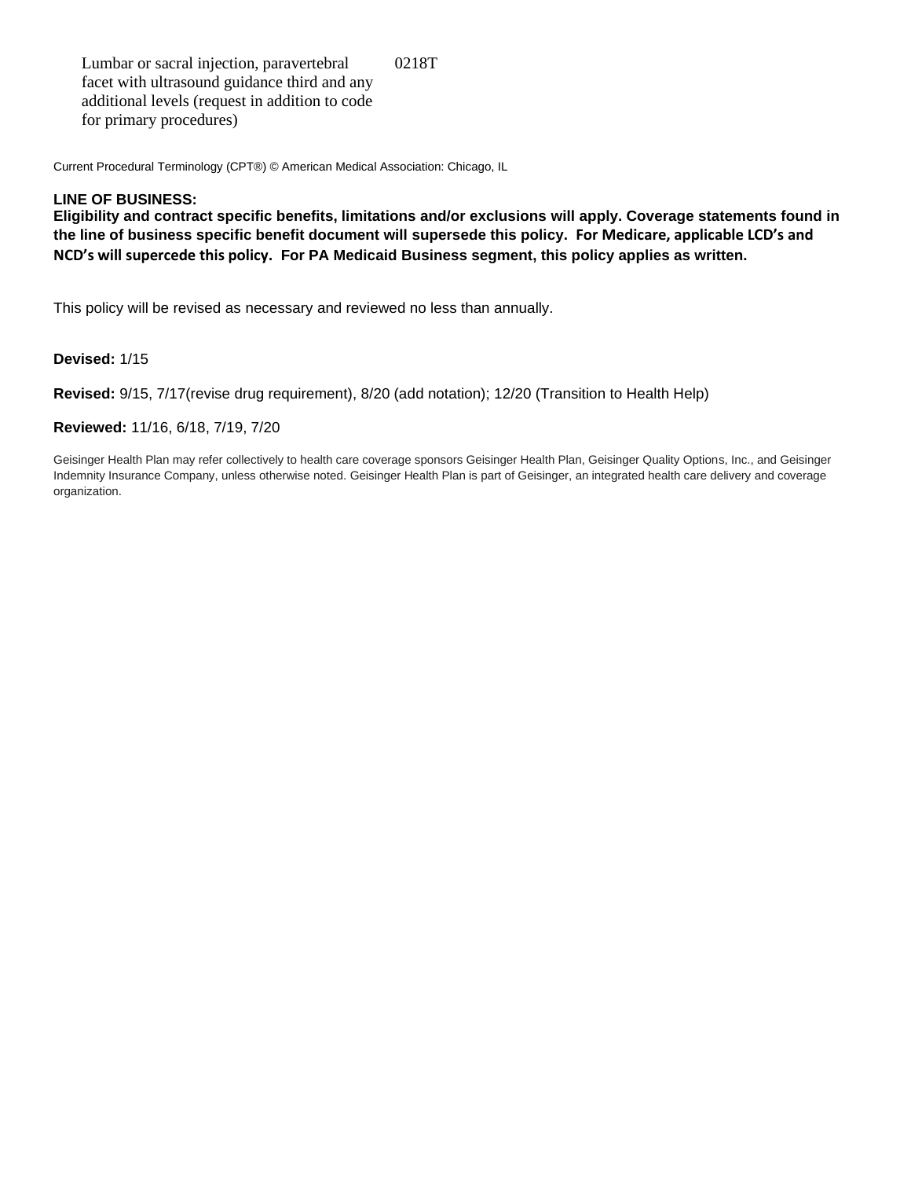| | |
|---|---|
| Lumbar or sacral injection, paravertebral facet with ultrasound guidance third and any additional levels (request in addition to code for primary procedures) | 0218T |

Current Procedural Terminology (CPT®) © American Medical Association: Chicago, IL

**LINE OF BUSINESS:**

**Eligibility and contract specific benefits, limitations and/or exclusions will apply. Coverage statements found in the line of business specific benefit document will supersede this policy. For Medicare, applicable LCD's and NCD's will supercede this policy. For PA Medicaid Business segment, this policy applies as written.**

This policy will be revised as necessary and reviewed no less than annually.

**Devised:** 1/15

**Revised:** 9/15, 7/17(revise drug requirement), 8/20 (add notation); 12/20 (Transition to Health Help)

**Reviewed:** 11/16, 6/18, 7/19, 7/20

Geisinger Health Plan may refer collectively to health care coverage sponsors Geisinger Health Plan, Geisinger Quality Options, Inc., and Geisinger Indemnity Insurance Company, unless otherwise noted. Geisinger Health Plan is part of Geisinger, an integrated health care delivery and coverage organization.